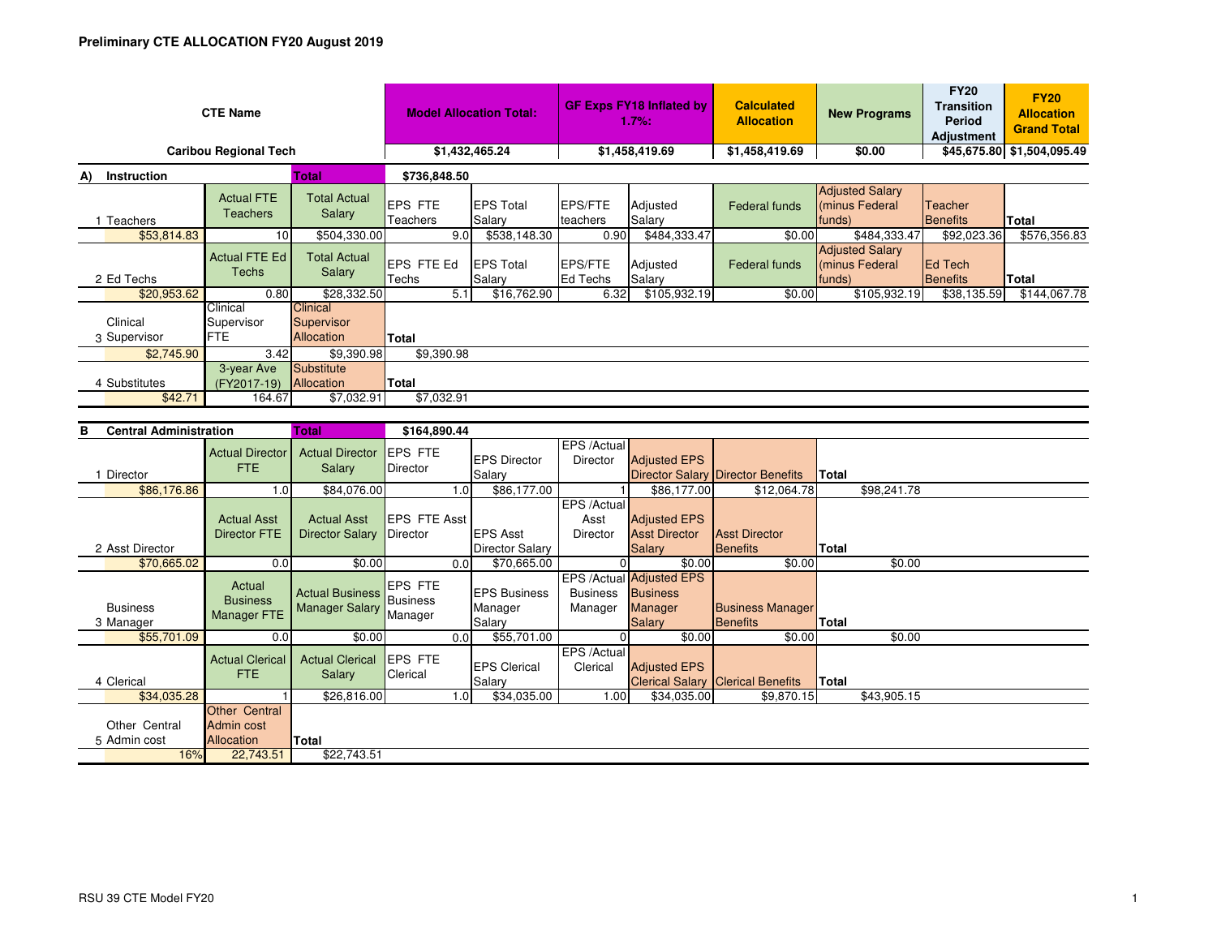**Preliminary CTE ALLOCATION FY20 August 2019**

| CTE Name | Model Allocation Total: | GF Exps FY18 Inflated by 1.7%: | Calculated Allocation | New Programs | FY20 Transition Period Adjustment | FY20 Allocation Grand Total |
|---|---|---|---|---|---|---|
| Caribou Regional Tech | $1,432,465.24 | $1,458,419.69 | $1,458,419.69 | $0.00 | $45,675.80 | $1,504,095.49 |

## A) Instruction — Total $736,848.50

| 1 Teachers | Actual FTE Teachers | Total Actual Salary | EPS FTE Teachers | EPS Total Salary | EPS/FTE teachers | Adjusted Salary | Federal funds | Adjusted Salary (minus Federal funds) | Teacher Benefits | Total |
|---|---|---|---|---|---|---|---|---|---|---|
| $53,814.83 | 10 | $504,330.00 | 9.0 | $538,148.30 | 0.90 | $484,333.47 | $0.00 | $484,333.47 | $92,023.36 | $576,356.83 |

| 2 Ed Techs | Actual FTE Ed Techs | Total Actual Salary | EPS FTE Ed Techs | EPS Total Salary | EPS/FTE Ed Techs | Adjusted Salary | Federal funds | Adjusted Salary (minus Federal funds) | Ed Tech Benefits | Total |
|---|---|---|---|---|---|---|---|---|---|---|
| $20,953.62 | 0.80 | $28,332.50 | 5.1 | $16,762.90 | 6.32 | $105,932.19 | $0.00 | $105,932.19 | $38,135.59 | $144,067.78 |

| 3 Clinical Supervisor | Clinical Supervisor FTE | Clinical Supervisor Allocation | Total |
|---|---|---|---|
| $2,745.90 | 3.42 | $9,390.98 | $9,390.98 |

| 4 Substitutes | 3-year Ave (FY2017-19) | Substitute Allocation | Total |
|---|---|---|---|
| $42.71 | 164.67 | $7,032.91 | $7,032.91 |

## B Central Administration — Total $164,890.44

| 1 Director | Actual Director FTE | Actual Director Salary | EPS FTE Director | EPS Director Salary | EPS /Actual Director | Adjusted EPS Director Salary | Director Benefits | Total |
|---|---|---|---|---|---|---|---|---|
| $86,176.86 | 1.0 | $84,076.00 | 1.0 | $86,177.00 | 1 | $86,177.00 | $12,064.78 | $98,241.78 |

| 2 Asst Director | Actual Asst Director FTE | Actual Asst Director Salary | EPS FTE Asst Director | EPS Asst Director Salary | EPS /Actual Asst Director | Adjusted EPS Asst Director Salary | Asst Director Benefits | Total |
|---|---|---|---|---|---|---|---|---|
| $70,665.02 | 0.0 | $0.00 | 0.0 | $70,665.00 | 0 | $0.00 | $0.00 | $0.00 |

| 3 Business Manager | Actual Business Manager FTE | Actual Business Manager Salary | EPS FTE Business Manager | EPS Business Manager Salary | EPS /Actual Business Manager | Adjusted EPS Business Manager Salary | Business Manager Benefits | Total |
|---|---|---|---|---|---|---|---|---|
| $55,701.09 | 0.0 | $0.00 | 0.0 | $55,701.00 | 0 | $0.00 | $0.00 | $0.00 |

| 4 Clerical | Actual Clerical FTE | Actual Clerical Salary | EPS FTE Clerical | EPS Clerical Salary | EPS /Actual Clerical | Adjusted EPS Clerical Salary | Clerical Benefits | Total |
|---|---|---|---|---|---|---|---|---|
| $34,035.28 | 1 | $26,816.00 | 1.0 | $34,035.00 | 1.00 | $34,035.00 | $9,870.15 | $43,905.15 |

| 5 Other Central Admin cost | Other Central Admin cost Allocation | Total |
|---|---|---|
| 16% | 22,743.51 | $22,743.51 |

RSU 39 CTE Model FY20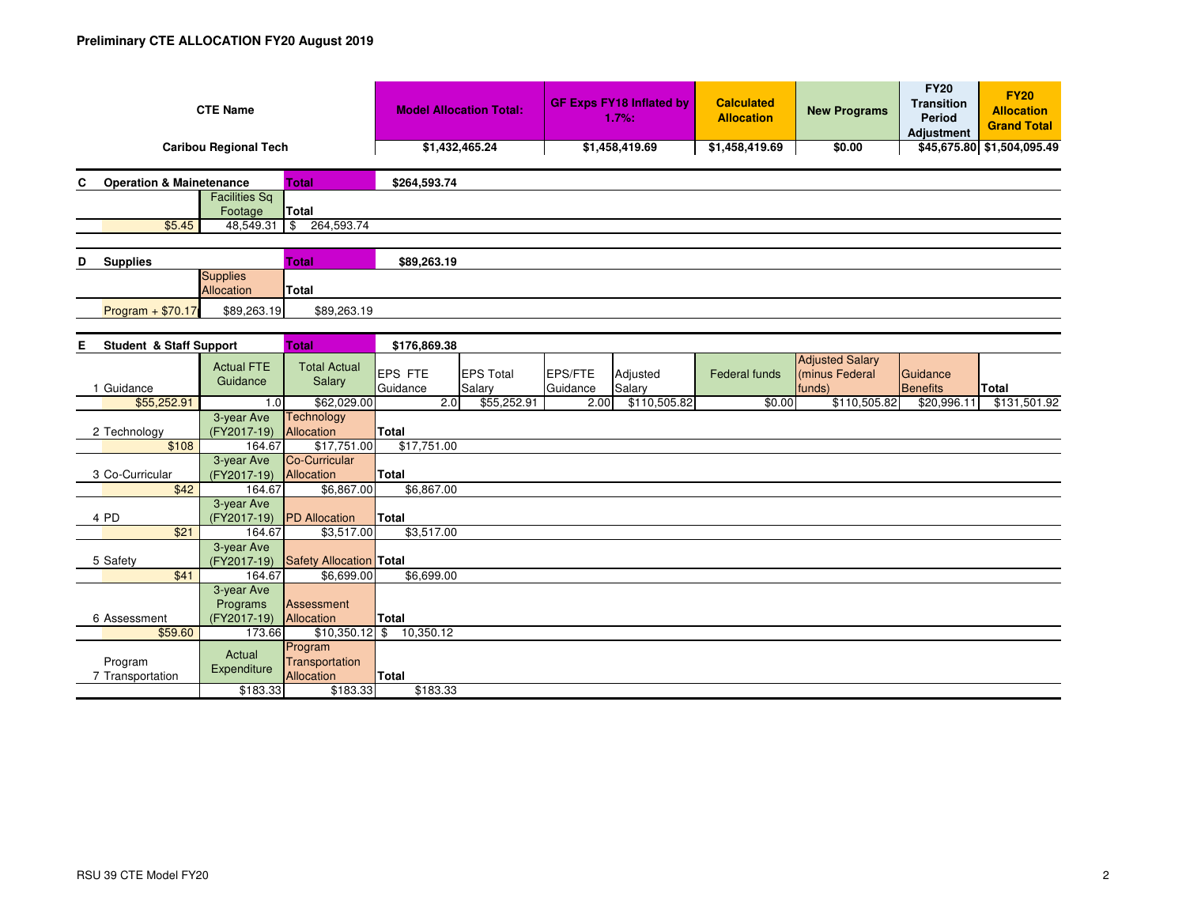**Preliminary CTE ALLOCATION FY20 August 2019**

| CTE Name | Model Allocation Total: | GF Exps FY18 Inflated by 1.7%: | Calculated Allocation | New Programs | FY20 Transition Period Adjustment | FY20 Allocation Grand Total |
|---|---|---|---|---|---|---|
| Caribou Regional Tech | $1,432,465.24 | $1,458,419.69 | $1,458,419.69 | $0.00 | $45,675.80 | $1,504,095.49 |

**C Operation & Mainetenance** — Total: $264,593.74

| | Facilities Sq Footage | Total |
|---|---|---|
| $5.45 | 48,549.31 | $ 264,593.74 |

**D Supplies** — Total: $89,263.19

| | Supplies Allocation | Total |
|---|---|---|
| Program + $70.17 | $89,263.19 | $89,263.19 |

**E Student & Staff Support** — Total: $176,869.38

| 1 Guidance | Actual FTE Guidance | Total Actual Salary | EPS FTE Guidance | EPS Total Salary | EPS/FTE Guidance | Adjusted Salary | Federal funds | Adjusted Salary (minus Federal funds) | Guidance Benefits | Total |
|---|---|---|---|---|---|---|---|---|---|---|
| $55,252.91 | 1.0 | $62,029.00 | 2.0 | $55,252.91 | 2.00 | $110,505.82 | $0.00 | $110,505.82 | $20,996.11 | $131,501.92 |

| 2 Technology | 3-year Ave (FY2017-19) | Technology Allocation | Total |
|---|---|---|---|
| $108 | 164.67 | $17,751.00 | $17,751.00 |

| 3 Co-Curricular | 3-year Ave (FY2017-19) | Co-Curricular Allocation | Total |
|---|---|---|---|
| $42 | 164.67 | $6,867.00 | $6,867.00 |

| 4 PD | 3-year Ave (FY2017-19) | PD Allocation | Total |
|---|---|---|---|
| $21 | 164.67 | $3,517.00 | $3,517.00 |

| 5 Safety | 3-year Ave (FY2017-19) | Safety Allocation | Total |
|---|---|---|---|
| $41 | 164.67 | $6,699.00 | $6,699.00 |

| 6 Assessment | 3-year Ave Programs (FY2017-19) | Assessment Allocation | Total |
|---|---|---|---|
| $59.60 | 173.66 | $10,350.12 | $ 10,350.12 |

| 7 Program Transportation | Actual Expenditure | Program Transportation Allocation | Total |
|---|---|---|---|
| | $183.33 | $183.33 | $183.33 |